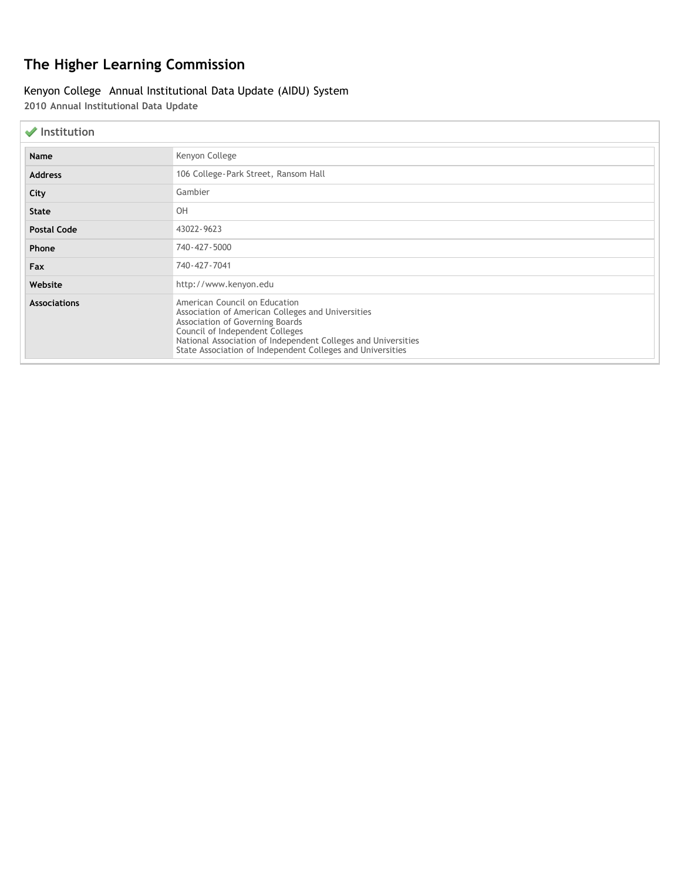# The Higher Learning Commission

## Kenyon College Annual Institutional Data Update (AIDU) System

**2010 Annual Institutional Data Update**

### Institution

| | |
|---|---|
| **Name** | Kenyon College |
| **Address** | 106 College-Park Street, Ransom Hall |
| **City** | Gambier |
| **State** | OH |
| **Postal Code** | 43022-9623 |
| **Phone** | 740-427-5000 |
| **Fax** | 740-427-7041 |
| **Website** | http://www.kenyon.edu |
| **Associations** | American Council on Education<br>Association of American Colleges and Universities<br>Association of Governing Boards<br>Council of Independent Colleges<br>National Association of Independent Colleges and Universities<br>State Association of Independent Colleges and Universities |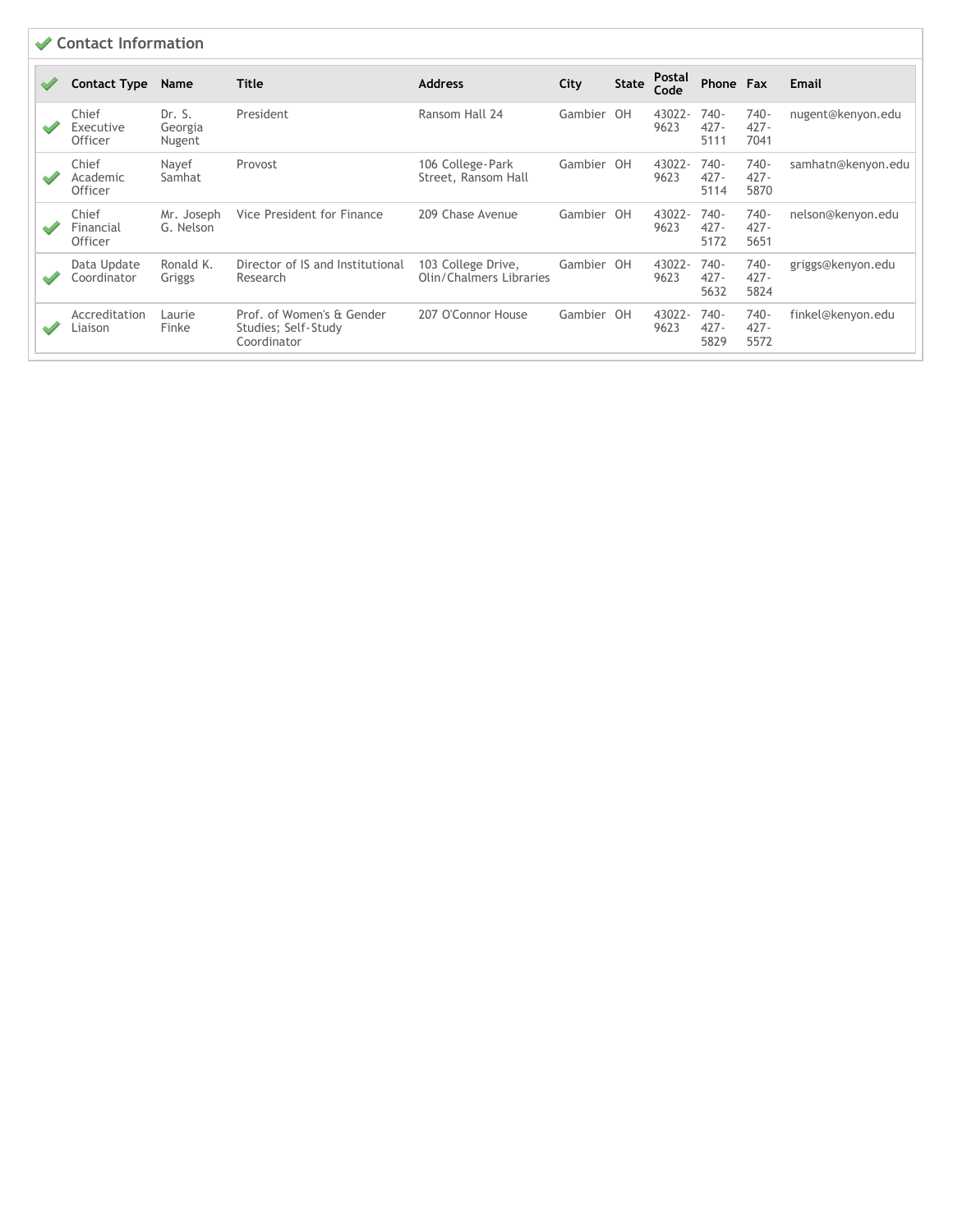## Contact Information

| Contact Type | Name | Title | Address | City | State | Postal Code | Phone | Fax | Email |
|---|---|---|---|---|---|---|---|---|---|
| Chief Executive Officer | Dr. S. Georgia Nugent | President | Ransom Hall 24 | Gambier | OH | 43022-9623 | 740-427-5111 | 740-427-7041 | nugent@kenyon.edu |
| Chief Academic Officer | Nayef Samhat | Provost | 106 College-Park Street, Ransom Hall | Gambier | OH | 43022-9623 | 740-427-5114 | 740-427-5870 | samhatn@kenyon.edu |
| Chief Financial Officer | Mr. Joseph G. Nelson | Vice President for Finance | 209 Chase Avenue | Gambier | OH | 43022-9623 | 740-427-5172 | 740-427-5651 | nelson@kenyon.edu |
| Data Update Coordinator | Ronald K. Griggs | Director of IS and Institutional Research | 103 College Drive, Olin/Chalmers Libraries | Gambier | OH | 43022-9623 | 740-427-5632 | 740-427-5824 | griggs@kenyon.edu |
| Accreditation Liaison | Laurie Finke | Prof. of Women's & Gender Studies; Self-Study Coordinator | 207 O'Connor House | Gambier | OH | 43022-9623 | 740-427-5829 | 740-427-5572 | finkel@kenyon.edu |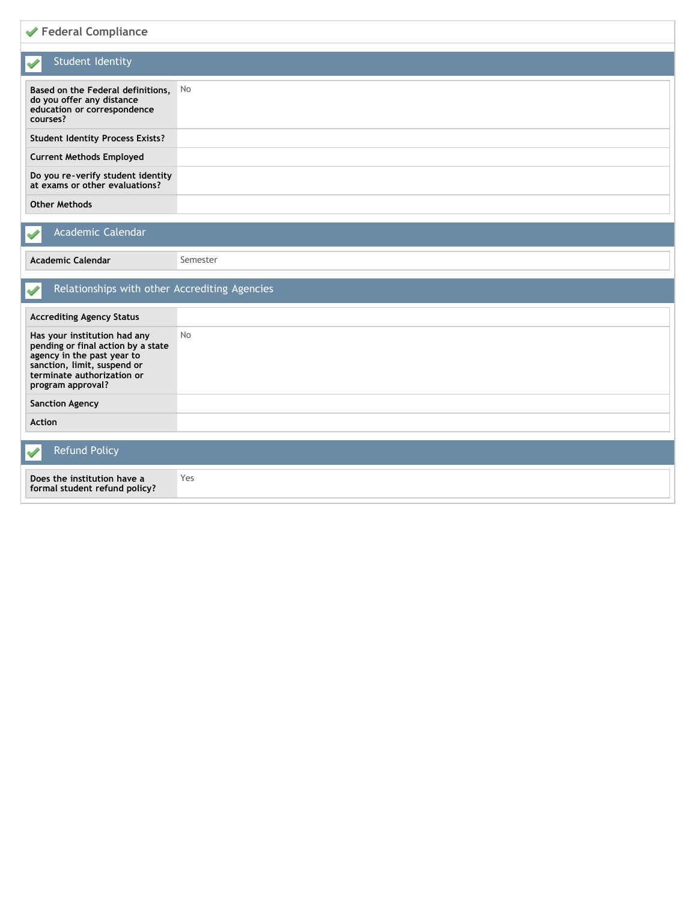## Federal Compliance

### Student Identity

| | |
|---|---|
| **Based on the Federal definitions, do you offer any distance education or correspondence courses?** | No |
| **Student Identity Process Exists?** | |
| **Current Methods Employed** | |
| **Do you re-verify student identity at exams or other evaluations?** | |
| **Other Methods** | |

### Academic Calendar

| | |
|---|---|
| **Academic Calendar** | Semester |

### Relationships with other Accrediting Agencies

| | |
|---|---|
| **Accrediting Agency Status** | |
| **Has your institution had any pending or final action by a state agency in the past year to sanction, limit, suspend or terminate authorization or program approval?** | No |
| **Sanction Agency** | |
| **Action** | |

### Refund Policy

| | |
|---|---|
| **Does the institution have a formal student refund policy?** | Yes |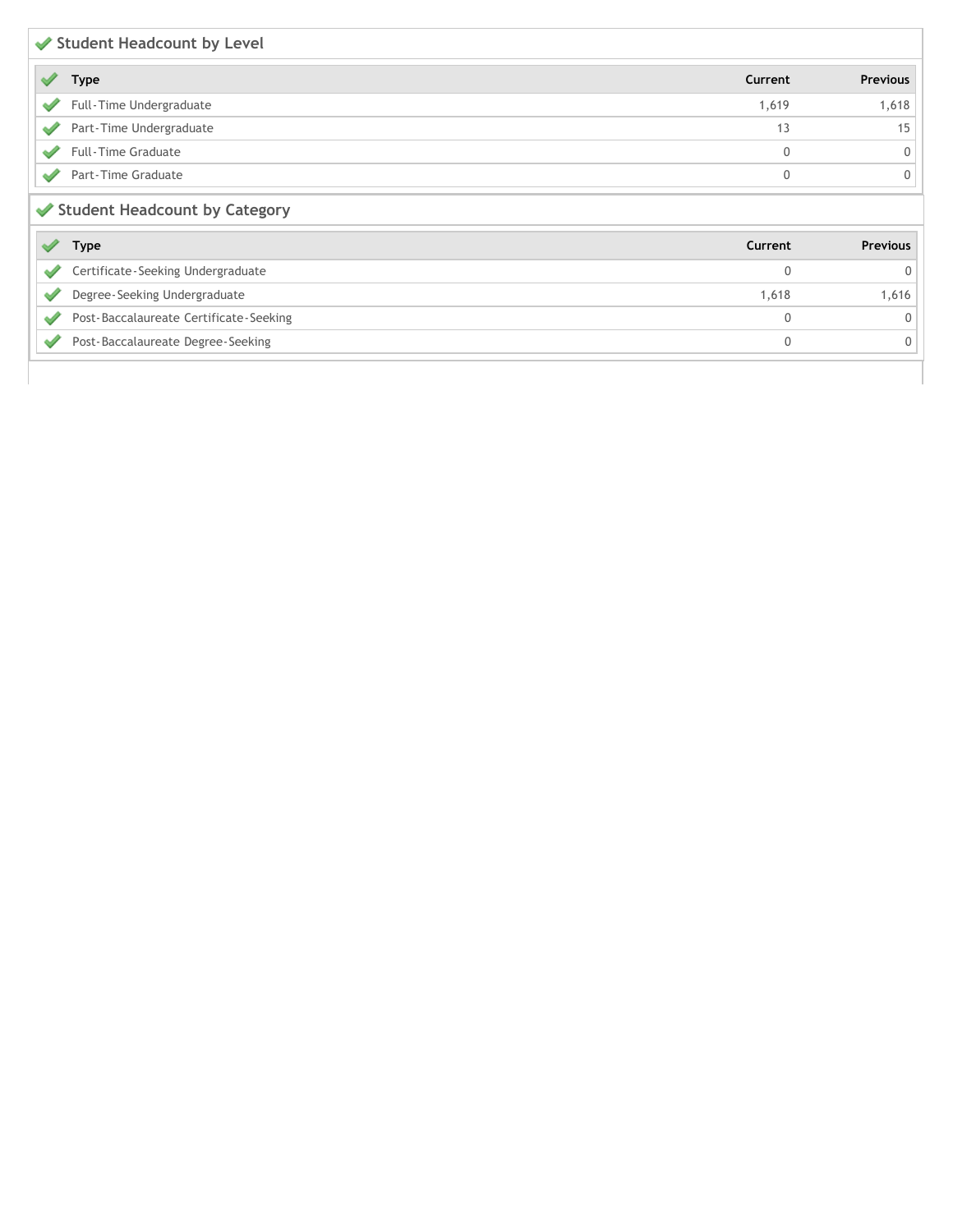## Student Headcount by Level

| Type | Current | Previous |
|---|---|---|
| Full-Time Undergraduate | 1,619 | 1,618 |
| Part-Time Undergraduate | 13 | 15 |
| Full-Time Graduate | 0 | 0 |
| Part-Time Graduate | 0 | 0 |

## Student Headcount by Category

| Type | Current | Previous |
|---|---|---|
| Certificate-Seeking Undergraduate | 0 | 0 |
| Degree-Seeking Undergraduate | 1,618 | 1,616 |
| Post-Baccalaureate Certificate-Seeking | 0 | 0 |
| Post-Baccalaureate Degree-Seeking | 0 | 0 |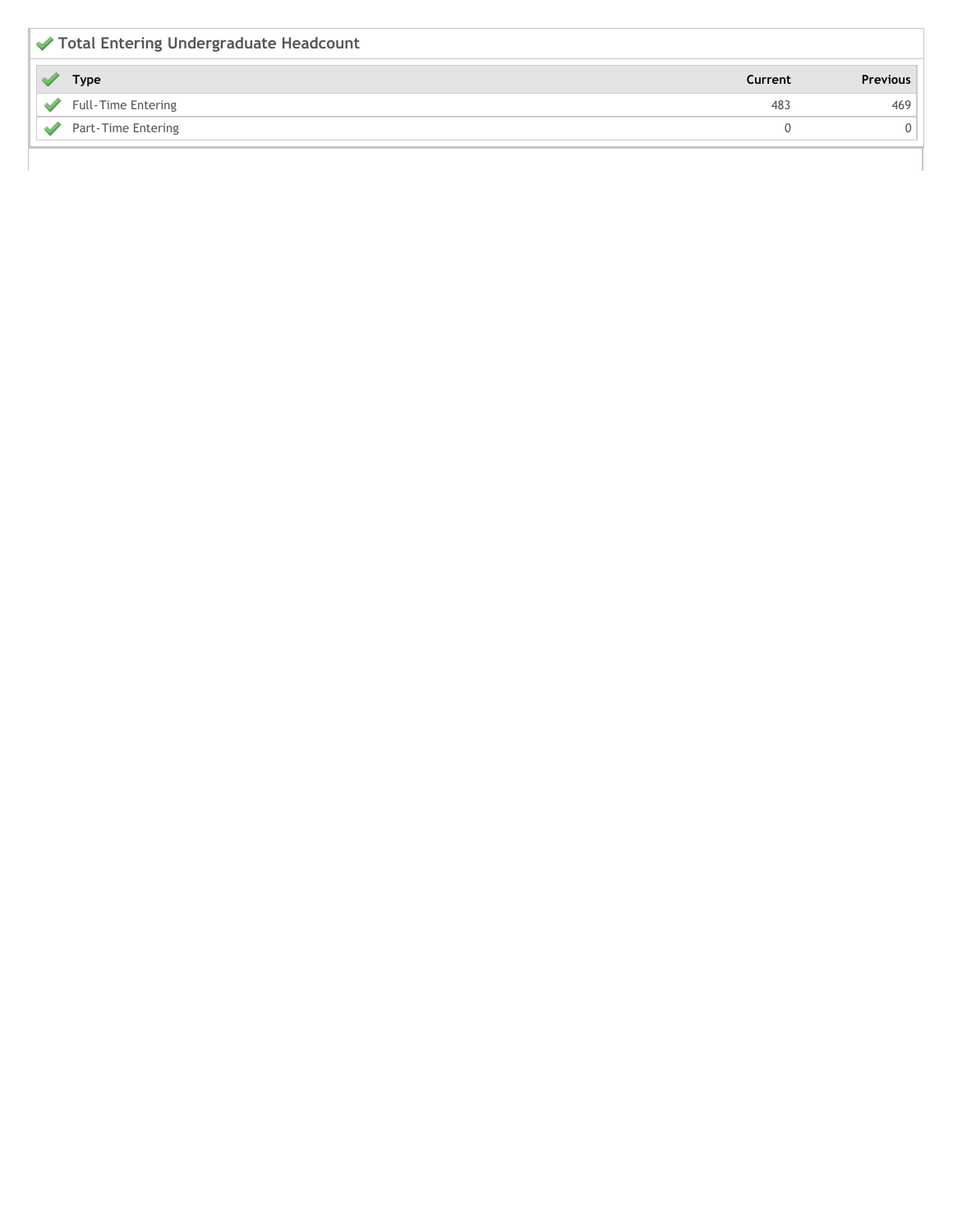## Total Entering Undergraduate Headcount

| Type | Current | Previous |
| --- | --- | --- |
| Full-Time Entering | 483 | 469 |
| Part-Time Entering | 0 | 0 |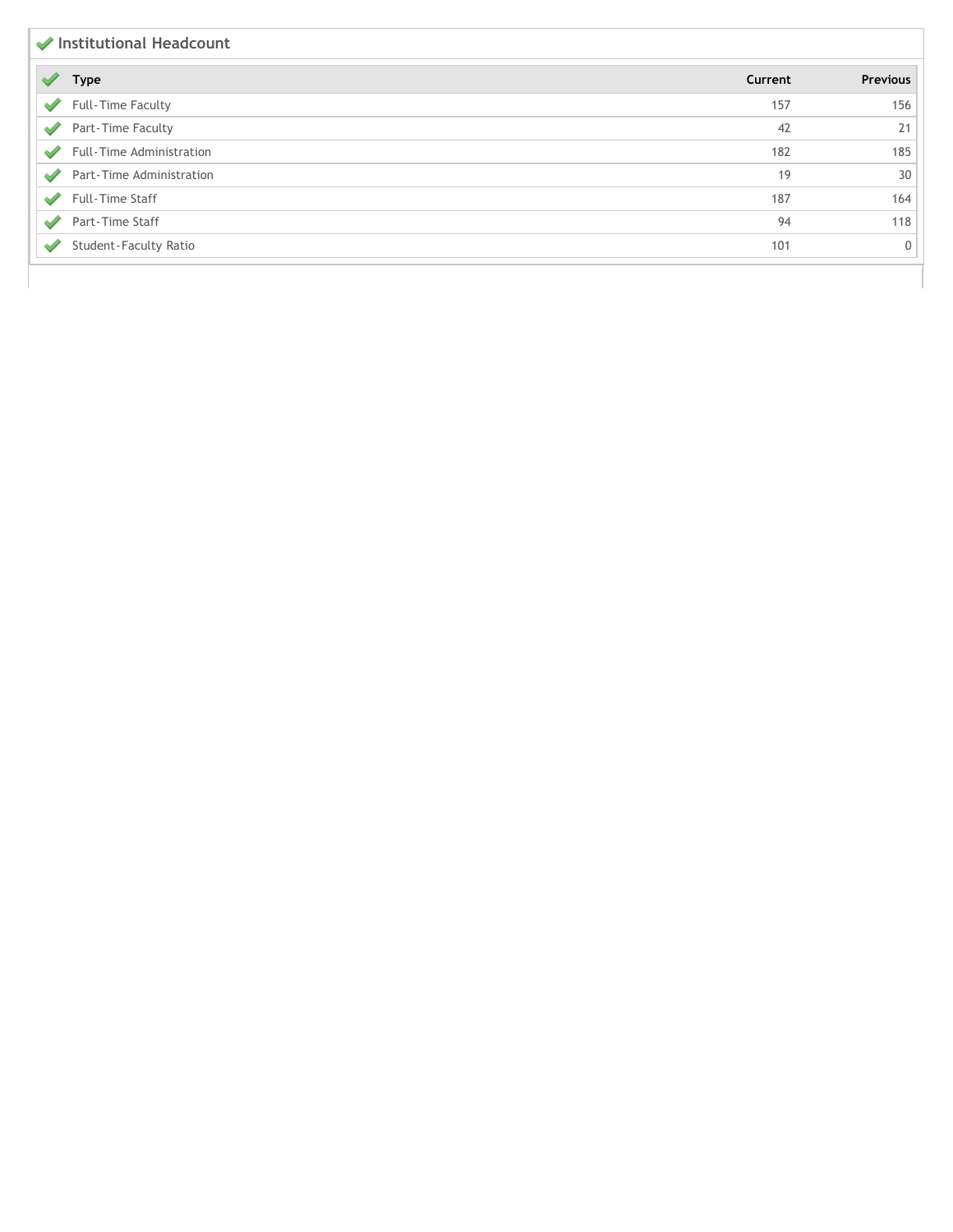## Institutional Headcount

| Type | Current | Previous |
|---|---|---|
| Full-Time Faculty | 157 | 156 |
| Part-Time Faculty | 42 | 21 |
| Full-Time Administration | 182 | 185 |
| Part-Time Administration | 19 | 30 |
| Full-Time Staff | 187 | 164 |
| Part-Time Staff | 94 | 118 |
| Student-Faculty Ratio | 101 | 0 |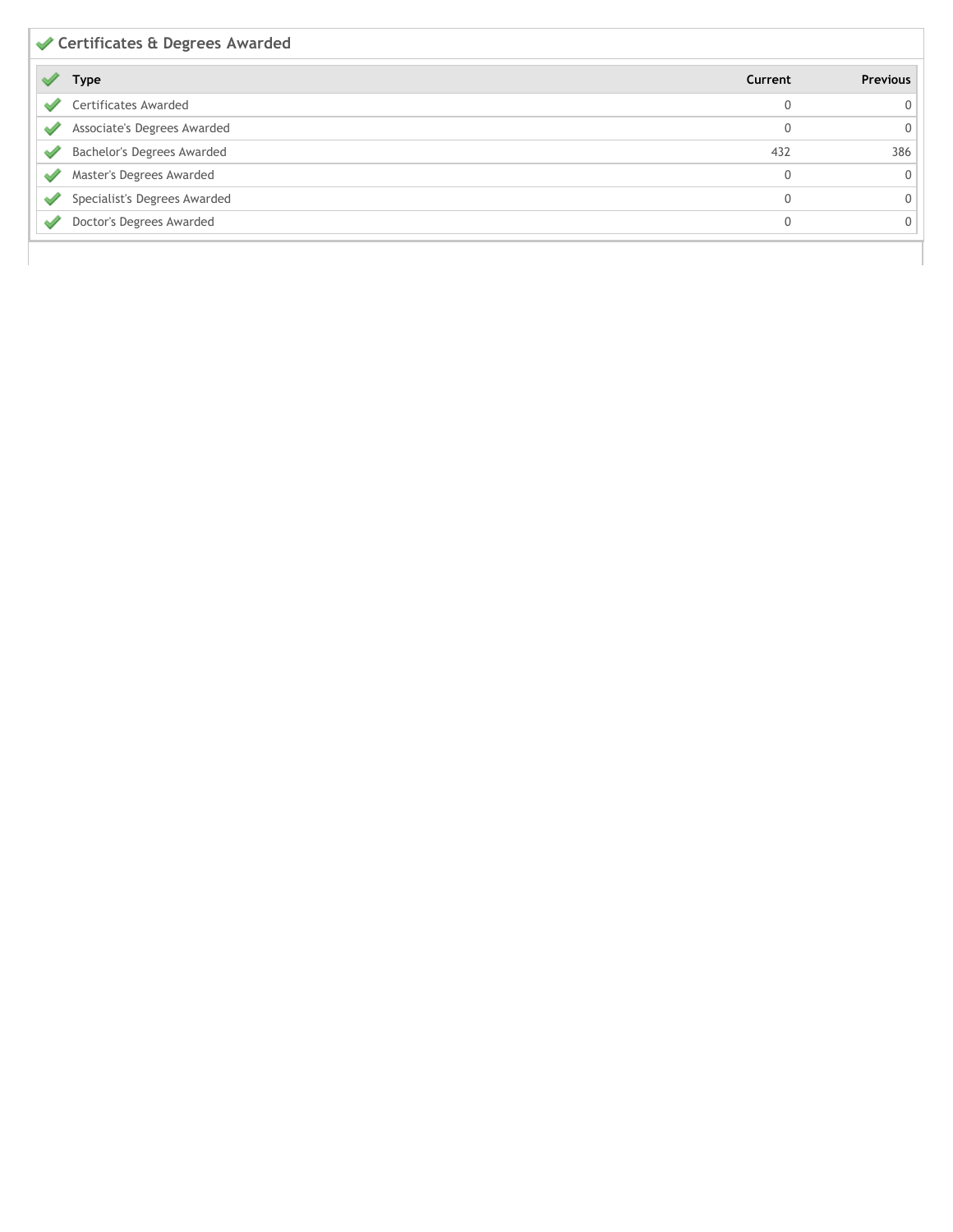## Certificates & Degrees Awarded

| Type | Current | Previous |
| --- | --- | --- |
| Certificates Awarded | 0 | 0 |
| Associate's Degrees Awarded | 0 | 0 |
| Bachelor's Degrees Awarded | 432 | 386 |
| Master's Degrees Awarded | 0 | 0 |
| Specialist's Degrees Awarded | 0 | 0 |
| Doctor's Degrees Awarded | 0 | 0 |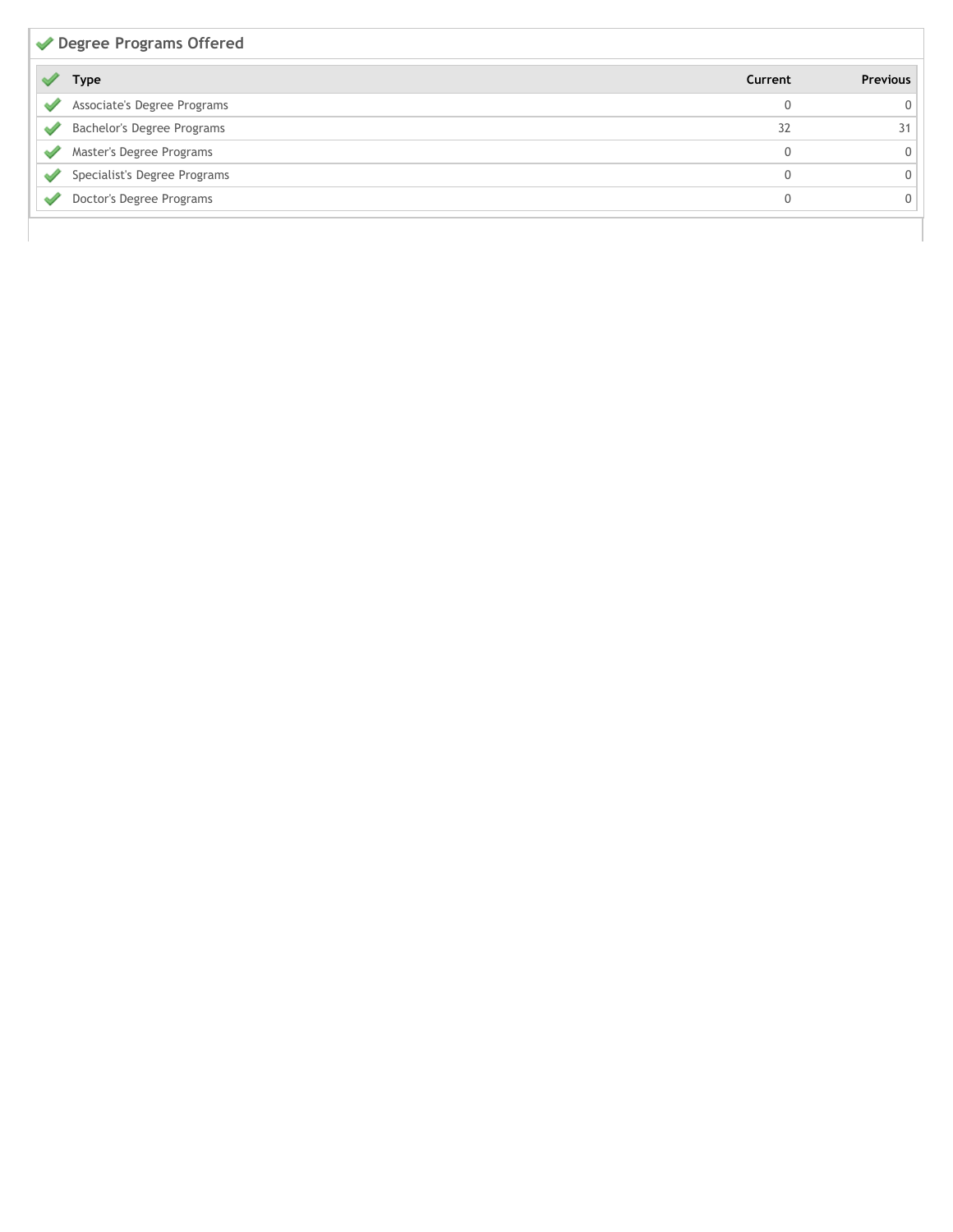## Degree Programs Offered

| Type | Current | Previous |
|---|---|---|
| Associate's Degree Programs | 0 | 0 |
| Bachelor's Degree Programs | 32 | 31 |
| Master's Degree Programs | 0 | 0 |
| Specialist's Degree Programs | 0 | 0 |
| Doctor's Degree Programs | 0 | 0 |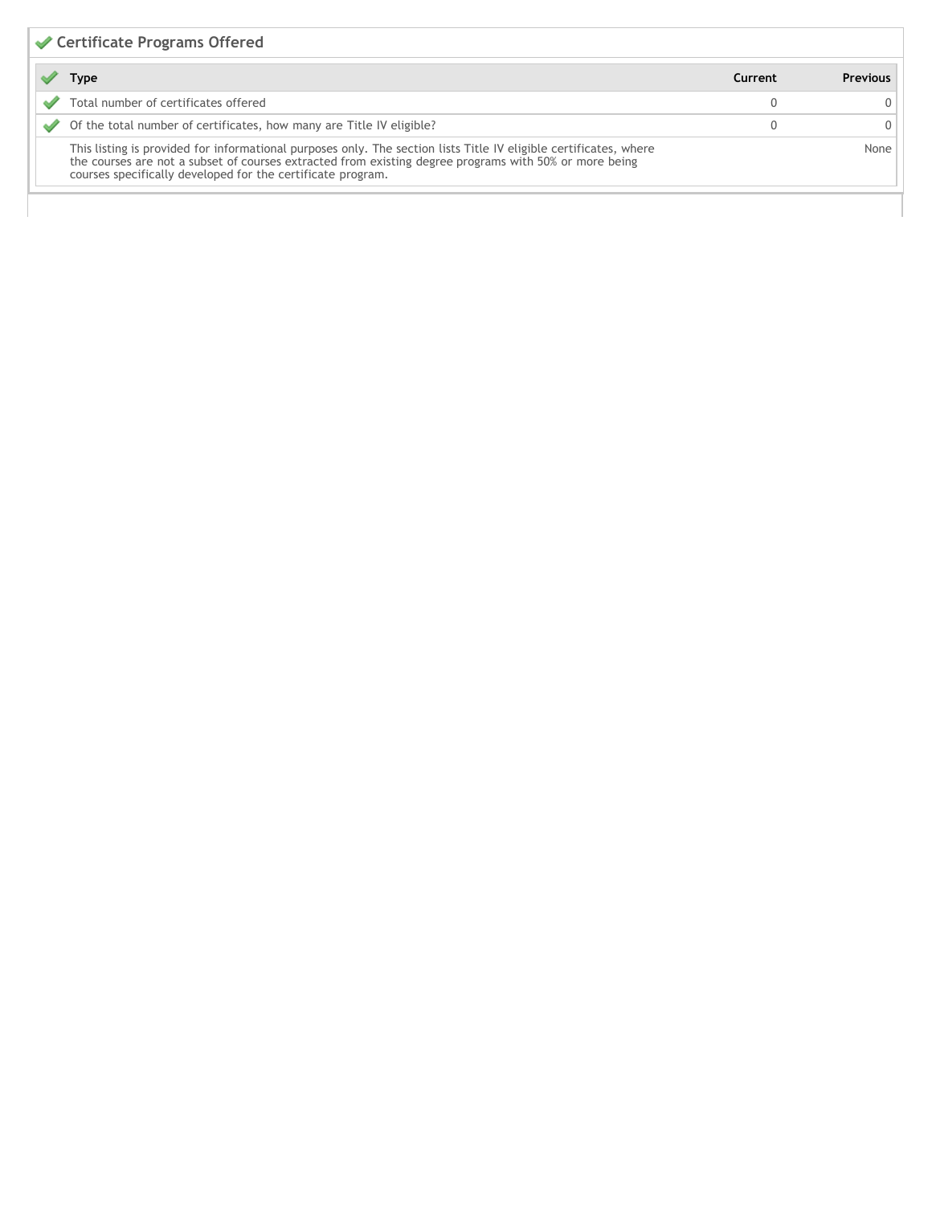## Certificate Programs Offered

| Type | Current | Previous |
|---|---|---|
| Total number of certificates offered | 0 | 0 |
| Of the total number of certificates, how many are Title IV eligible? | 0 | 0 |
| This listing is provided for informational purposes only. The section lists Title IV eligible certificates, where the courses are not a subset of courses extracted from existing degree programs with 50% or more being courses specifically developed for the certificate program. | | None |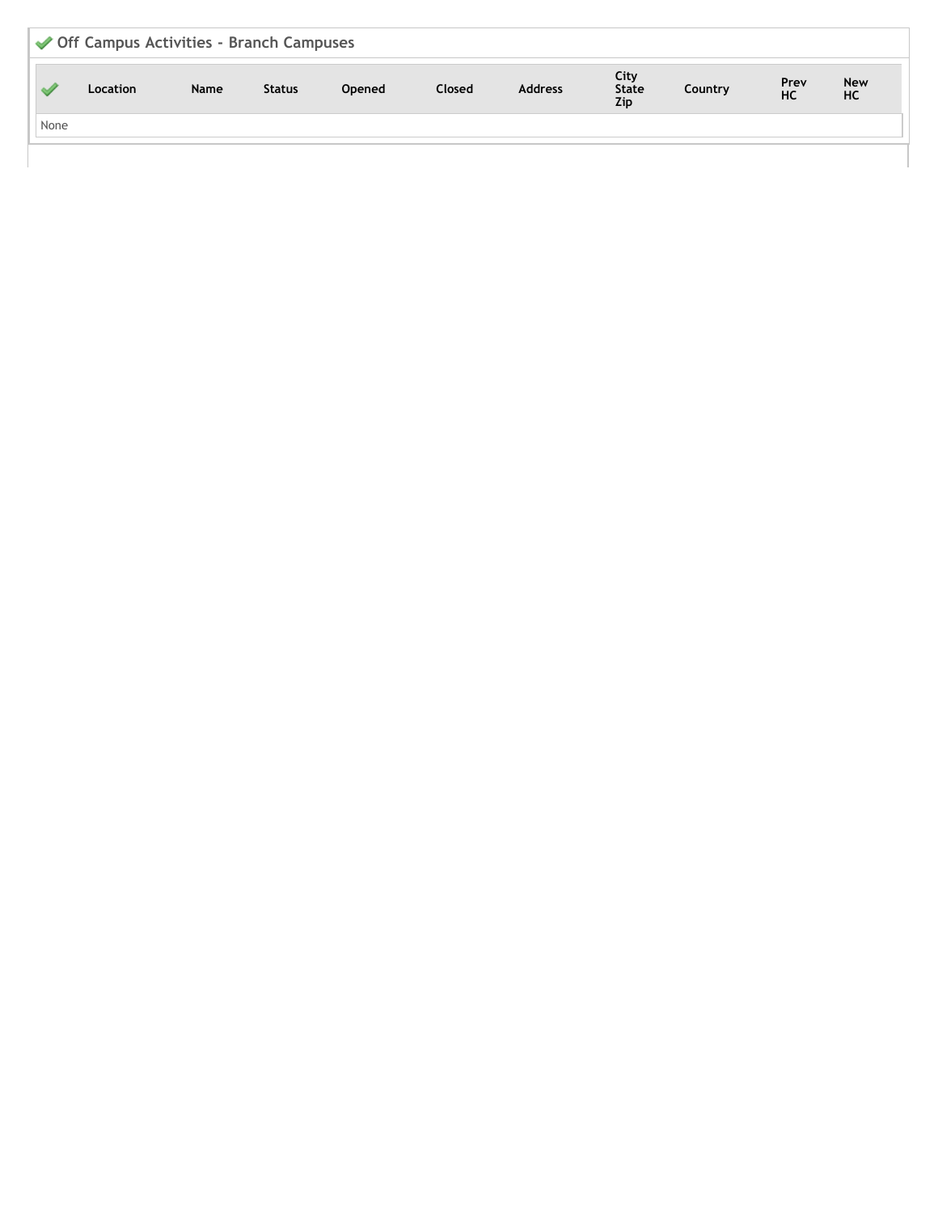## ✔ Off Campus Activities - Branch Campuses

| ✔ | Location | Name | Status | Opened | Closed | Address | City State Zip | Country | Prev HC | New HC |
|---|---|---|---|---|---|---|---|---|---|---|
| None | | | | | | | | | | |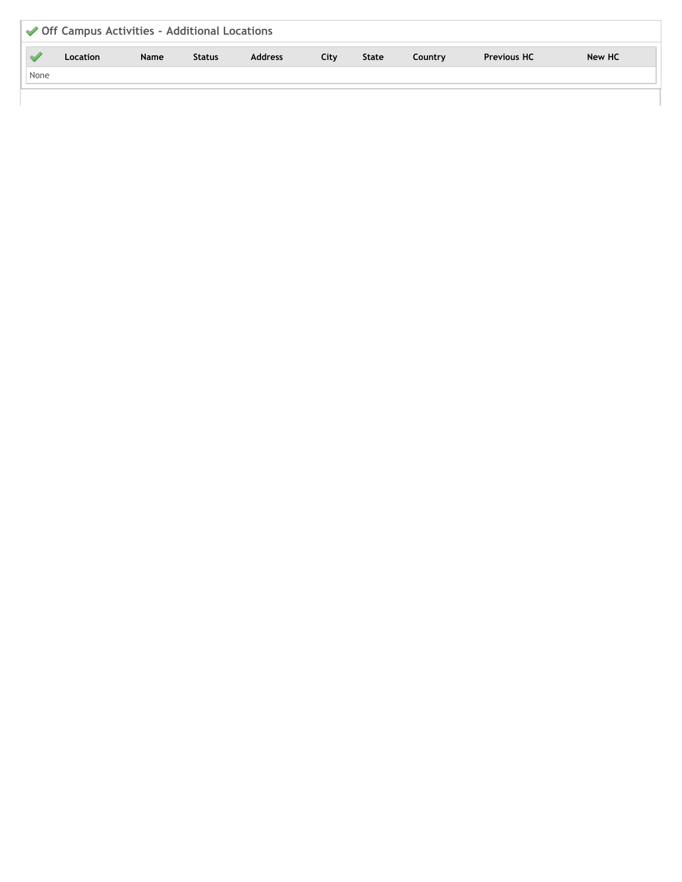## Off Campus Activities - Additional Locations

| | Location | Name | Status | Address | City | State | Country | Previous HC | New HC |
|---|---|---|---|---|---|---|---|---|---|
| None | | | | | | | | | |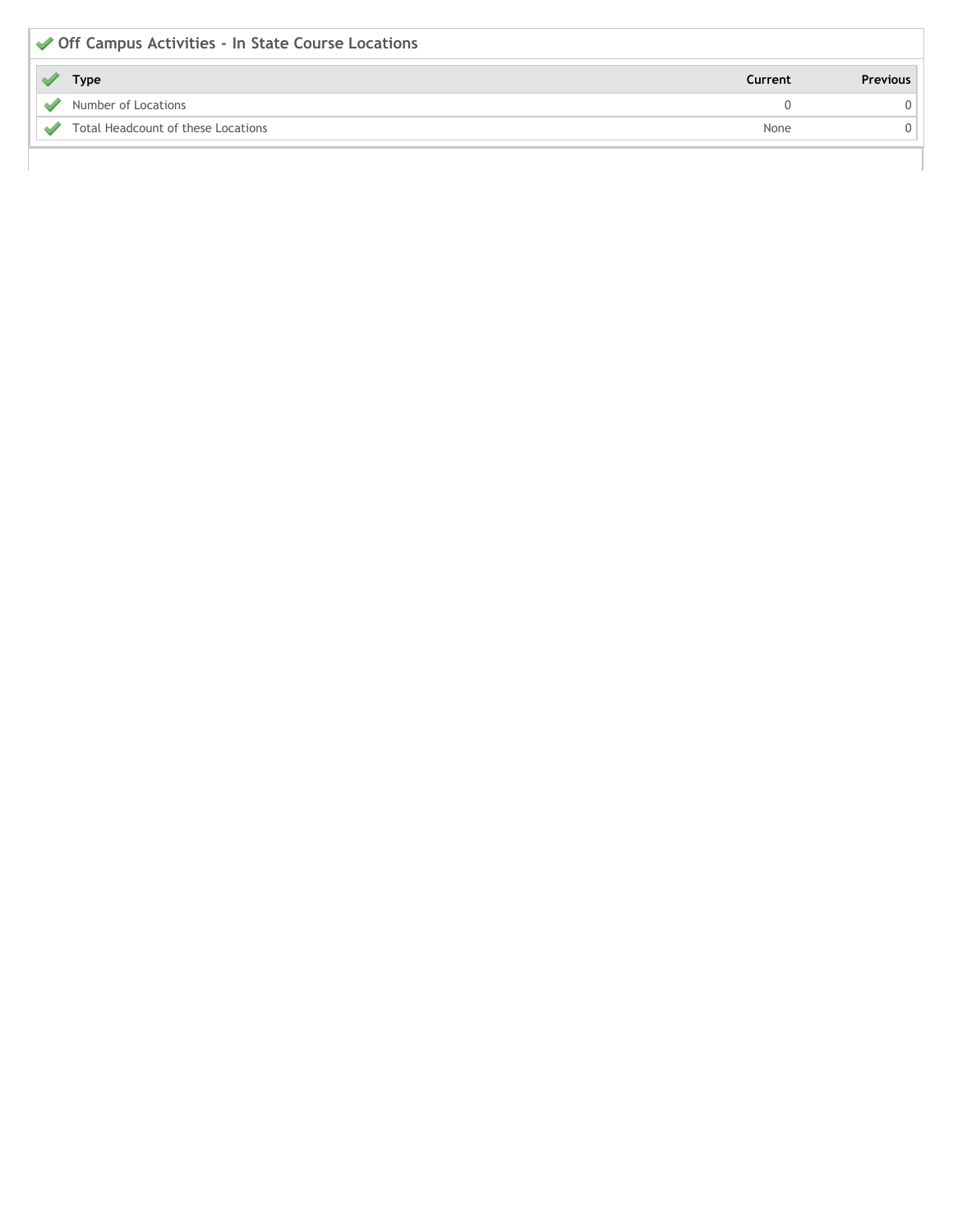## Off Campus Activities - In State Course Locations

| Type | Current | Previous |
|---|---|---|
| Number of Locations | 0 | 0 |
| Total Headcount of these Locations | None | 0 |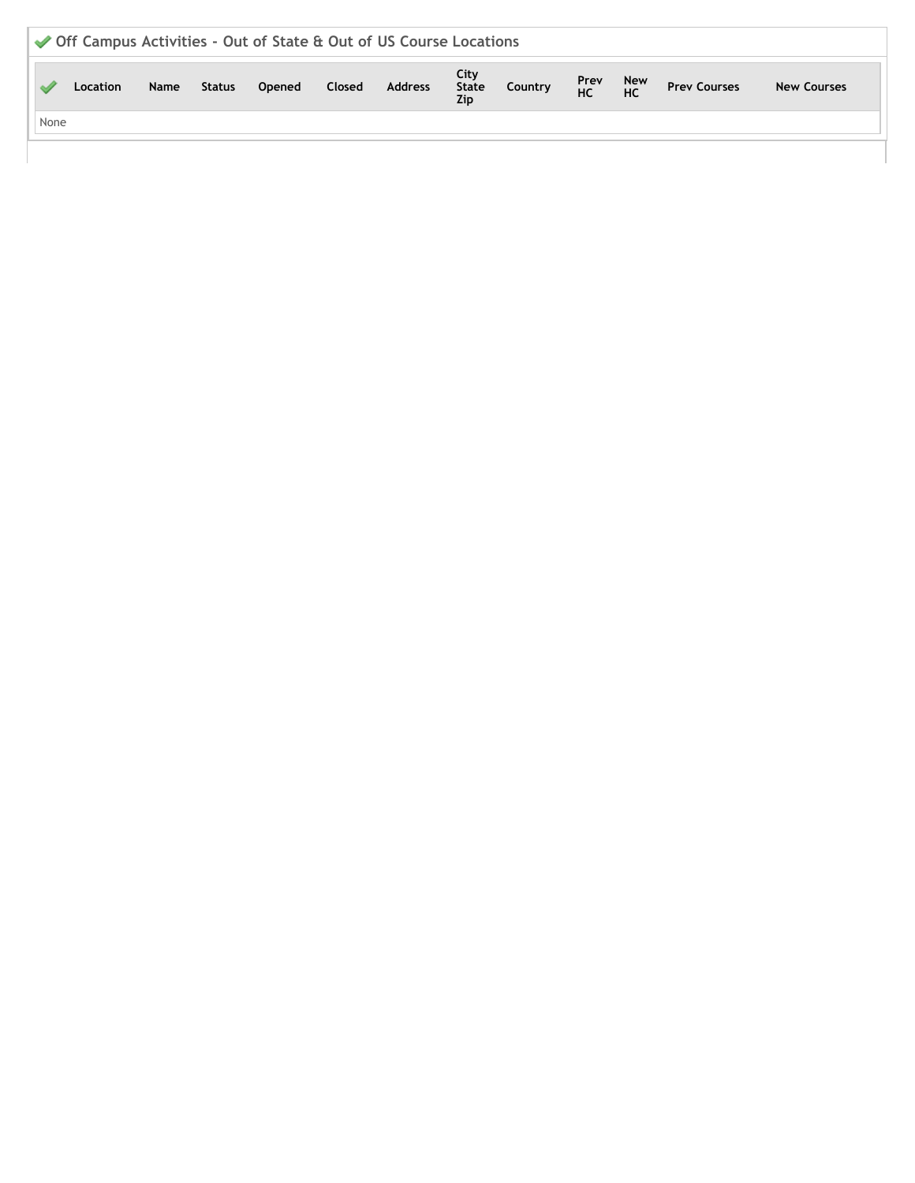## Off Campus Activities - Out of State & Out of US Course Locations

| | Location | Name | Status | Opened | Closed | Address | City State Zip | Country | Prev HC | New HC | Prev Courses | New Courses |
|---|---|---|---|---|---|---|---|---|---|---|---|---|
| None | | | | | | | | | | | | |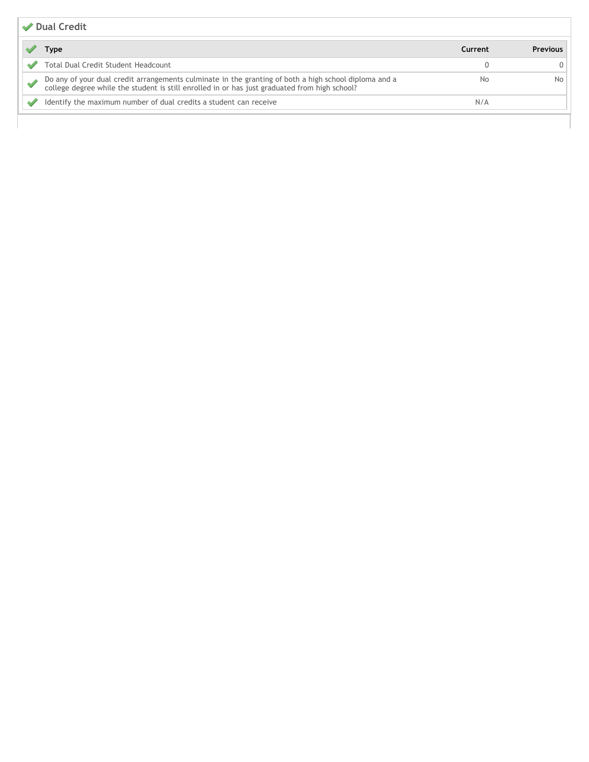## Dual Credit

| Type | Current | Previous |
|---|---|---|
| Total Dual Credit Student Headcount | 0 | 0 |
| Do any of your dual credit arrangements culminate in the granting of both a high school diploma and a college degree while the student is still enrolled in or has just graduated from high school? | No | No |
| Identify the maximum number of dual credits a student can receive | N/A | |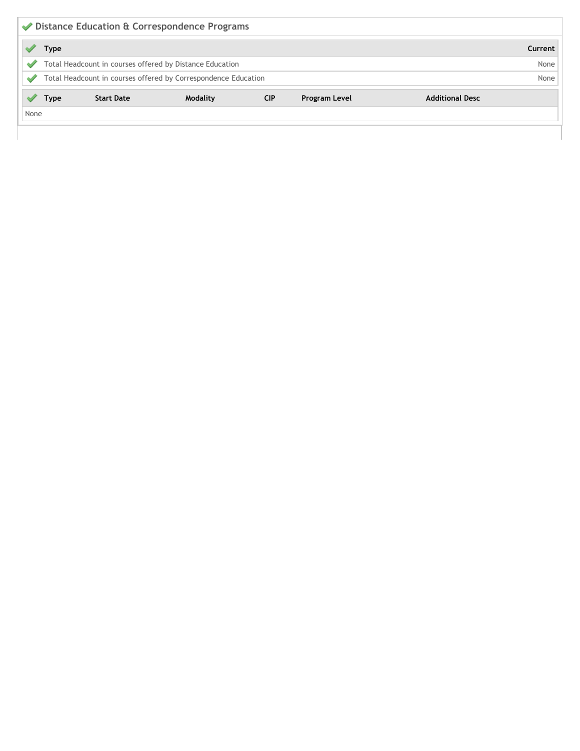## Distance Education & Correspondence Programs

| Type | Current |
| --- | --- |
| Total Headcount in courses offered by Distance Education | None |
| Total Headcount in courses offered by Correspondence Education | None |

| Type | Start Date | Modality | CIP | Program Level | Additional Desc |
| --- | --- | --- | --- | --- | --- |
| None | | | | | |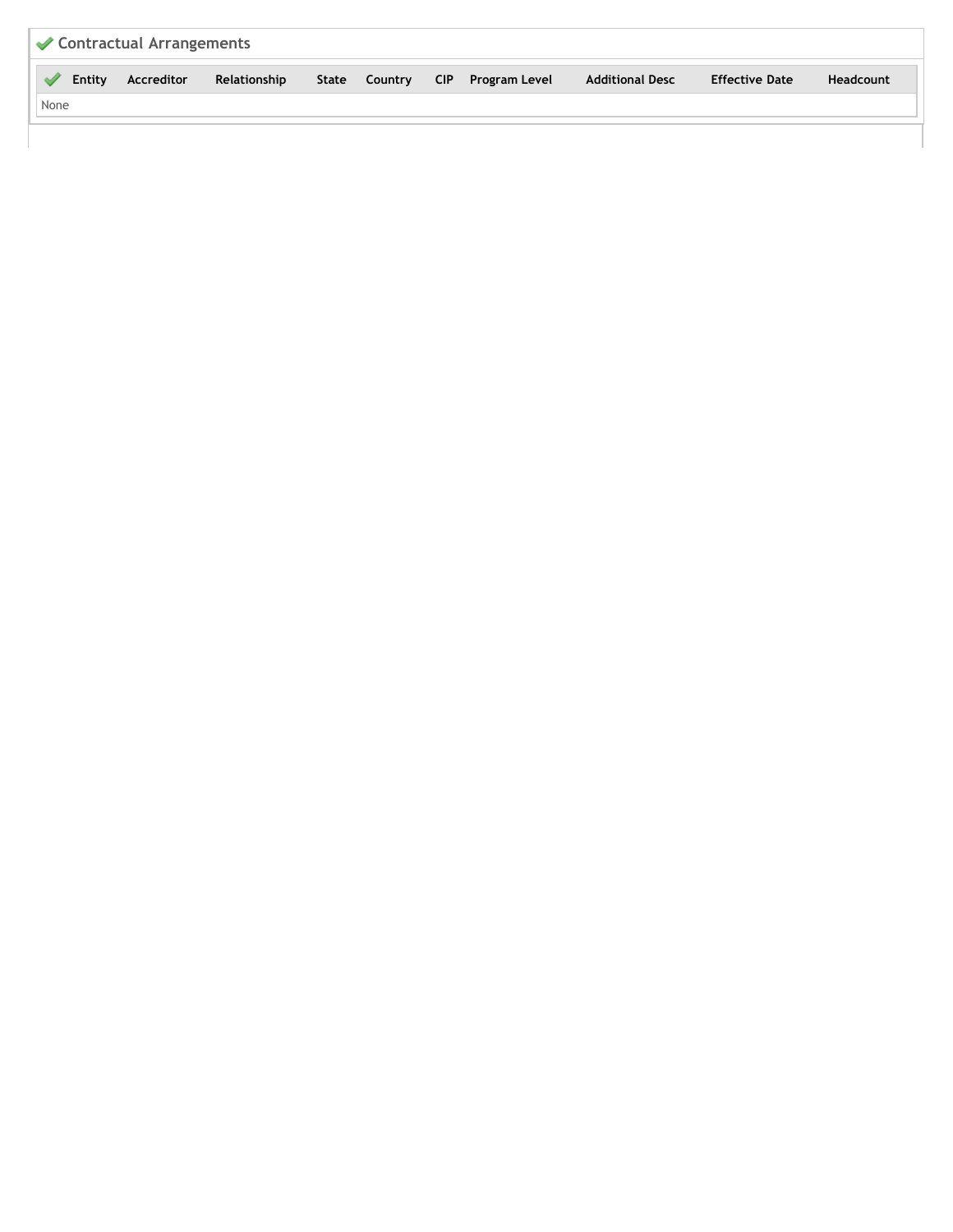## Contractual Arrangements

| Entity | Accreditor | Relationship | State | Country | CIP | Program Level | Additional Desc | Effective Date | Headcount |
|---|---|---|---|---|---|---|---|---|---|
| None | | | | | | | | | |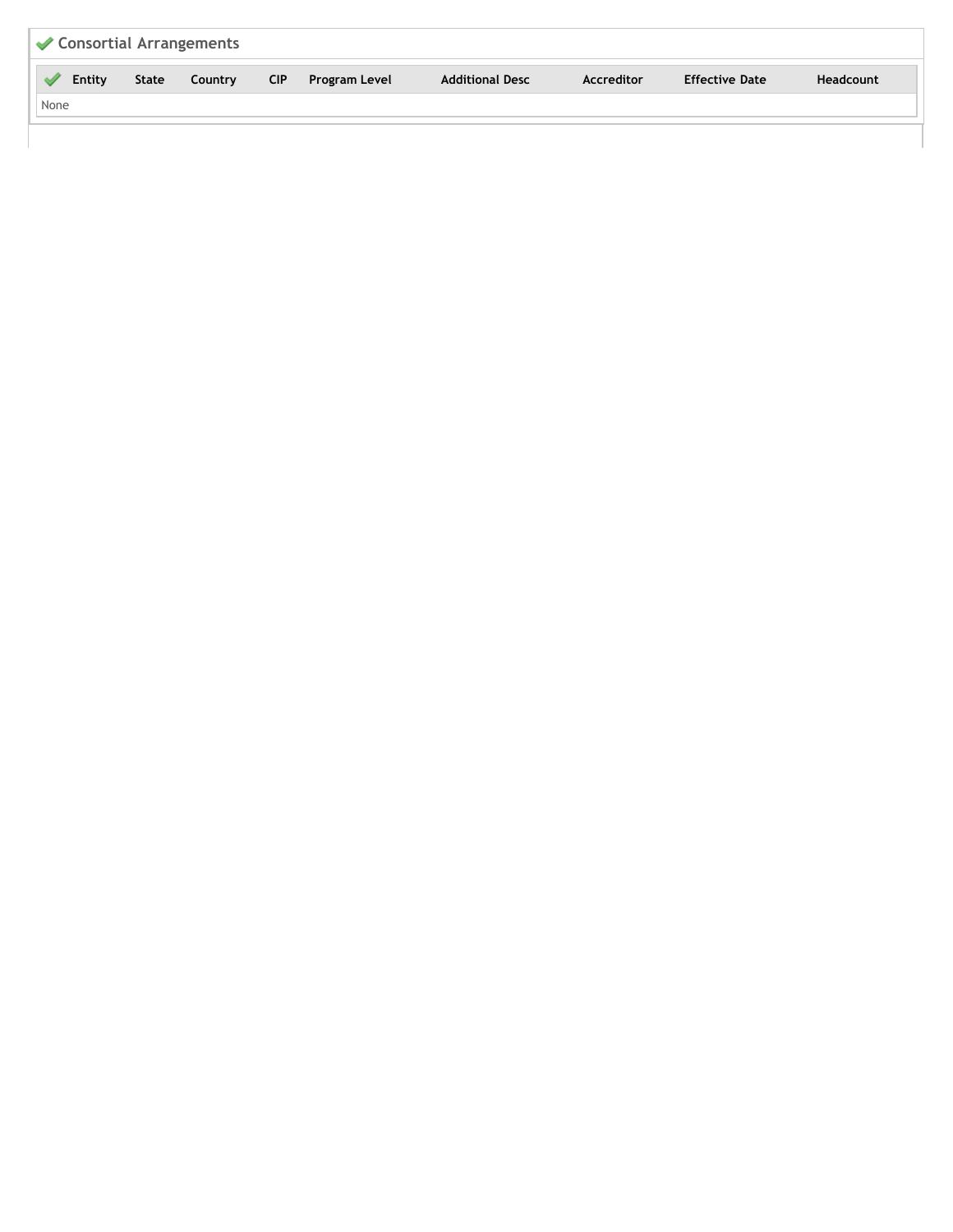## Consortial Arrangements

| Entity | State | Country | CIP | Program Level | Additional Desc | Accreditor | Effective Date | Headcount |
|---|---|---|---|---|---|---|---|---|
| None | | | | | | | | |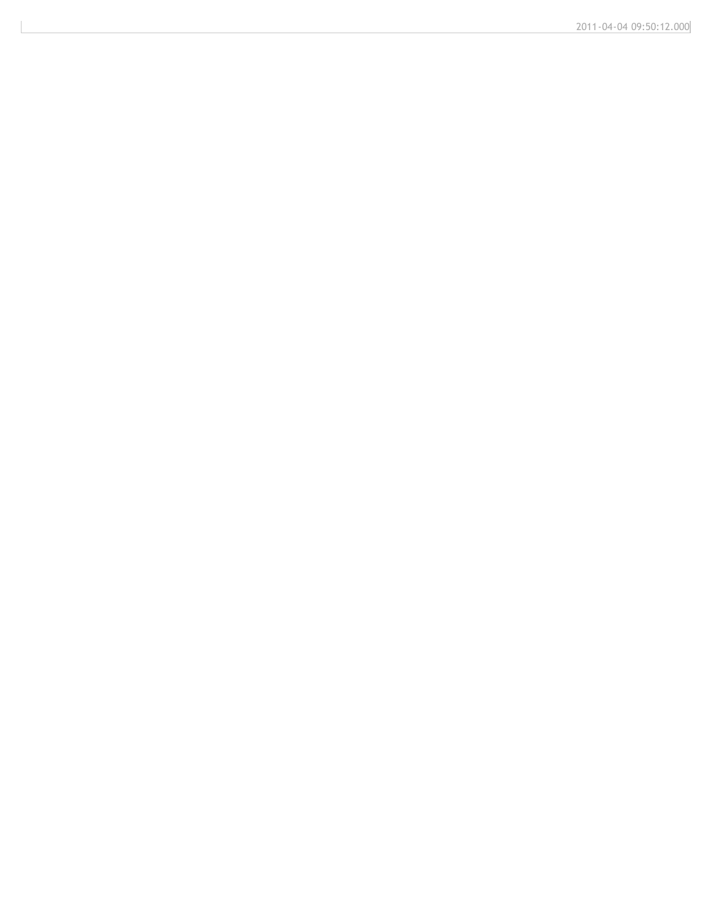2011-04-04 09:50:12.000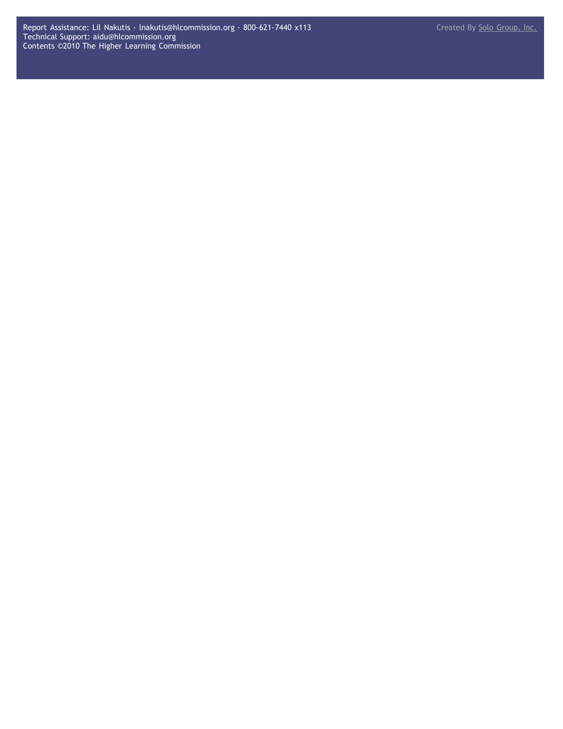Report Assistance: Lil Nakutis - lnakutis@hlcommission.org - 800-621-7440 x113
Technical Support: aidu@hlcommission.org
Contents ©2010 The Higher Learning Commission

Created By Solo Group, Inc.